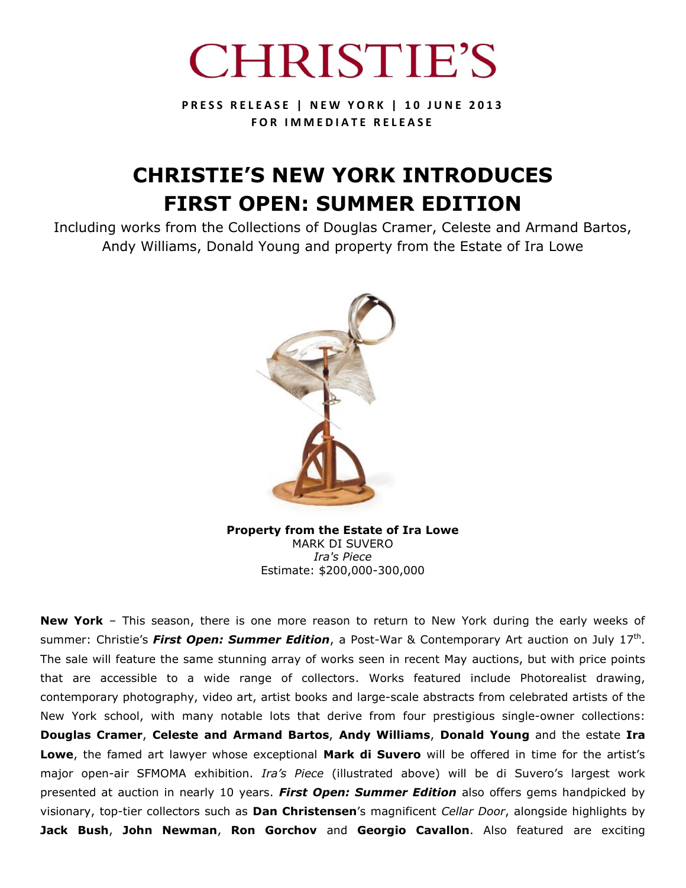# CHRISTIE'S

**PRESS RELEASE | NEW YORK | 10 JUNE 2013**
**FOR IMMEDIATE RELEASE**

# CHRISTIE'S NEW YORK INTRODUCES FIRST OPEN: SUMMER EDITION

Including works from the Collections of Douglas Cramer, Celeste and Armand Bartos, Andy Williams, Donald Young and property from the Estate of Ira Lowe

**Property from the Estate of Ira Lowe**
MARK DI SUVERO
*Ira's Piece*
Estimate: $200,000-300,000

**New York** – This season, there is one more reason to return to New York during the early weeks of summer: Christie's ***First Open: Summer Edition***, a Post-War & Contemporary Art auction on July 17th. The sale will feature the same stunning array of works seen in recent May auctions, but with price points that are accessible to a wide range of collectors. Works featured include Photorealist drawing, contemporary photography, video art, artist books and large-scale abstracts from celebrated artists of the New York school, with many notable lots that derive from four prestigious single-owner collections: **Douglas Cramer**, **Celeste and Armand Bartos**, **Andy Williams**, **Donald Young** and the estate **Ira Lowe**, the famed art lawyer whose exceptional **Mark di Suvero** will be offered in time for the artist's major open-air SFMOMA exhibition. *Ira's Piece* (illustrated above) will be di Suvero's largest work presented at auction in nearly 10 years. ***First Open: Summer Edition*** also offers gems handpicked by visionary, top-tier collectors such as **Dan Christensen**'s magnificent *Cellar Door*, alongside highlights by **Jack Bush**, **John Newman**, **Ron Gorchov** and **Georgio Cavallon**. Also featured are exciting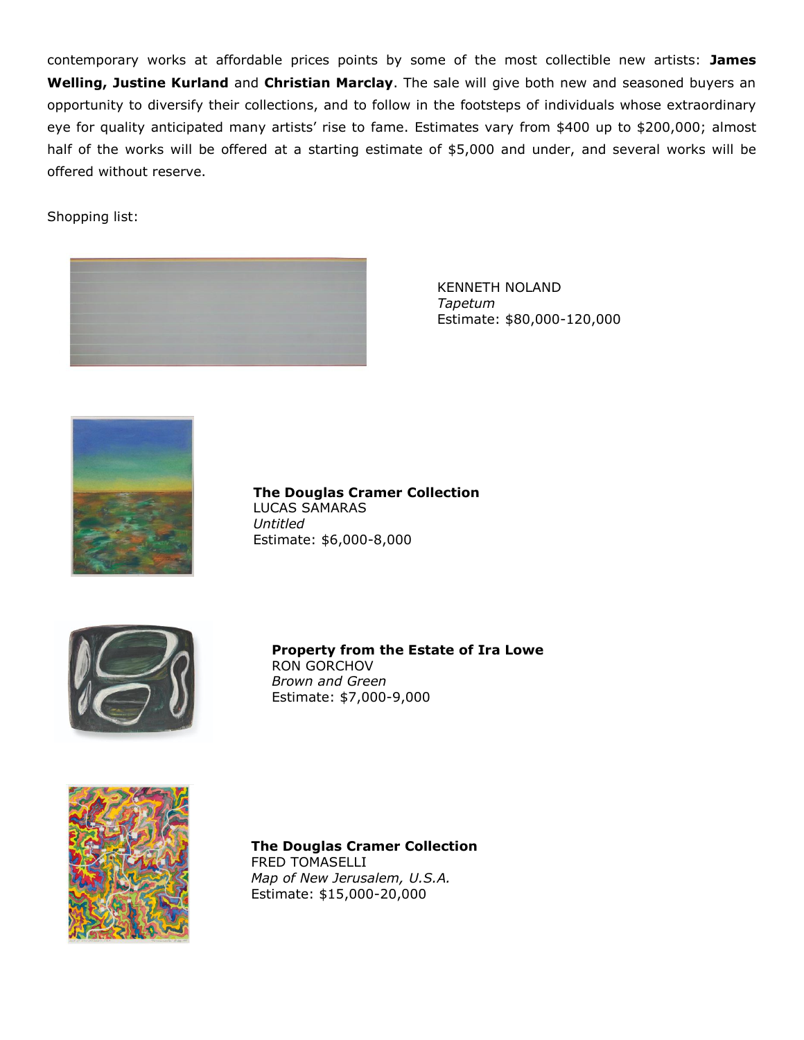contemporary works at affordable prices points by some of the most collectible new artists: **James Welling, Justine Kurland** and **Christian Marclay**. The sale will give both new and seasoned buyers an opportunity to diversify their collections, and to follow in the footsteps of individuals whose extraordinary eye for quality anticipated many artists' rise to fame. Estimates vary from $400 up to $200,000; almost half of the works will be offered at a starting estimate of $5,000 and under, and several works will be offered without reserve.

Shopping list:

KENNETH NOLAND
*Tapetum*
Estimate: $80,000-120,000

**The Douglas Cramer Collection**
LUCAS SAMARAS
*Untitled*
Estimate: $6,000-8,000

**Property from the Estate of Ira Lowe**
RON GORCHOV
*Brown and Green*
Estimate: $7,000-9,000

**The Douglas Cramer Collection**
FRED TOMASELLI
*Map of New Jerusalem, U.S.A.*
Estimate: $15,000-20,000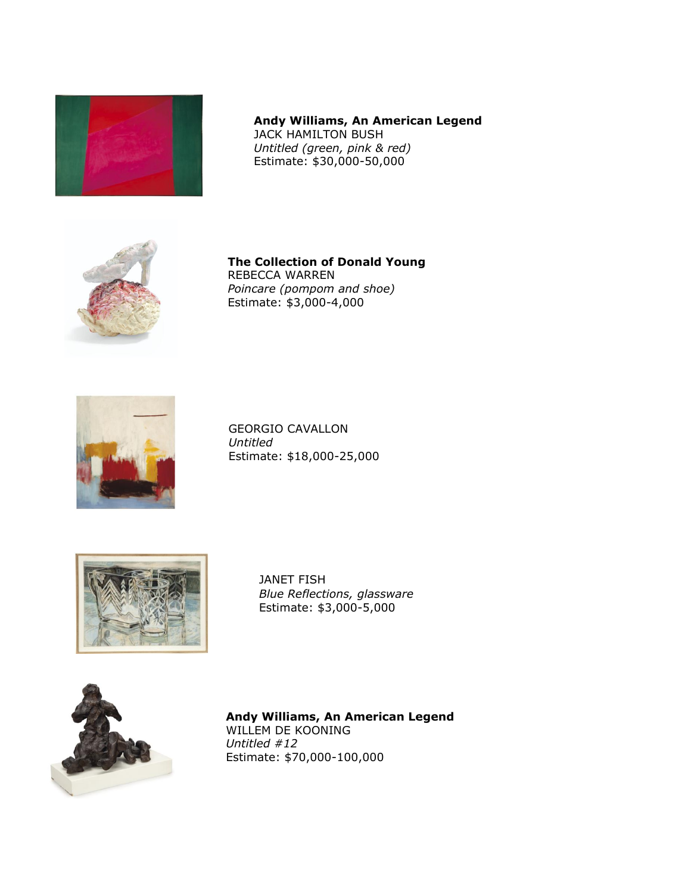**Andy Williams, An American Legend**
JACK HAMILTON BUSH
*Untitled (green, pink & red)*
Estimate: $30,000-50,000

**The Collection of Donald Young**
REBECCA WARREN
*Poincare (pompom and shoe)*
Estimate: $3,000-4,000

GEORGIO CAVALLON
*Untitled*
Estimate: $18,000-25,000

JANET FISH
*Blue Reflections, glassware*
Estimate: $3,000-5,000

**Andy Williams, An American Legend**
WILLEM DE KOONING
*Untitled #12*
Estimate: $70,000-100,000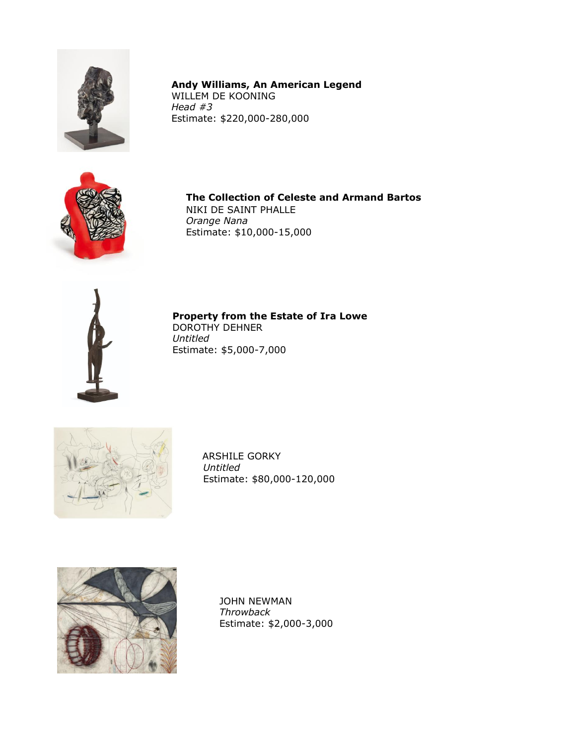**Andy Williams, An American Legend**
WILLEM DE KOONING
*Head #3*
Estimate: $220,000-280,000

**The Collection of Celeste and Armand Bartos**
NIKI DE SAINT PHALLE
*Orange Nana*
Estimate: $10,000-15,000

**Property from the Estate of Ira Lowe**
DOROTHY DEHNER
*Untitled*
Estimate: $5,000-7,000

ARSHILE GORKY
*Untitled*
Estimate: $80,000-120,000

JOHN NEWMAN
*Throwback*
Estimate: $2,000-3,000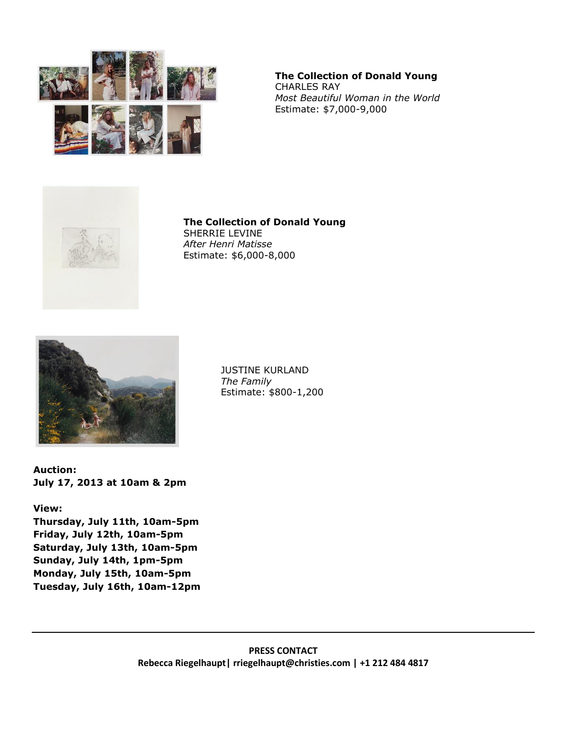**The Collection of Donald Young**
CHARLES RAY
*Most Beautiful Woman in the World*
Estimate: $7,000-9,000

**The Collection of Donald Young**
SHERRIE LEVINE
*After Henri Matisse*
Estimate: $6,000-8,000

JUSTINE KURLAND
*The Family*
Estimate: $800-1,200

**Auction:**
**July 17, 2013 at 10am & 2pm**

**View:**
**Thursday, July 11th, 10am-5pm**
**Friday, July 12th, 10am-5pm**
**Saturday, July 13th, 10am-5pm**
**Sunday, July 14th, 1pm-5pm**
**Monday, July 15th, 10am-5pm**
**Tuesday, July 16th, 10am-12pm**

---

**PRESS CONTACT**
**Rebecca Riegelhaupt| rriegelhaupt@christies.com | +1 212 484 4817**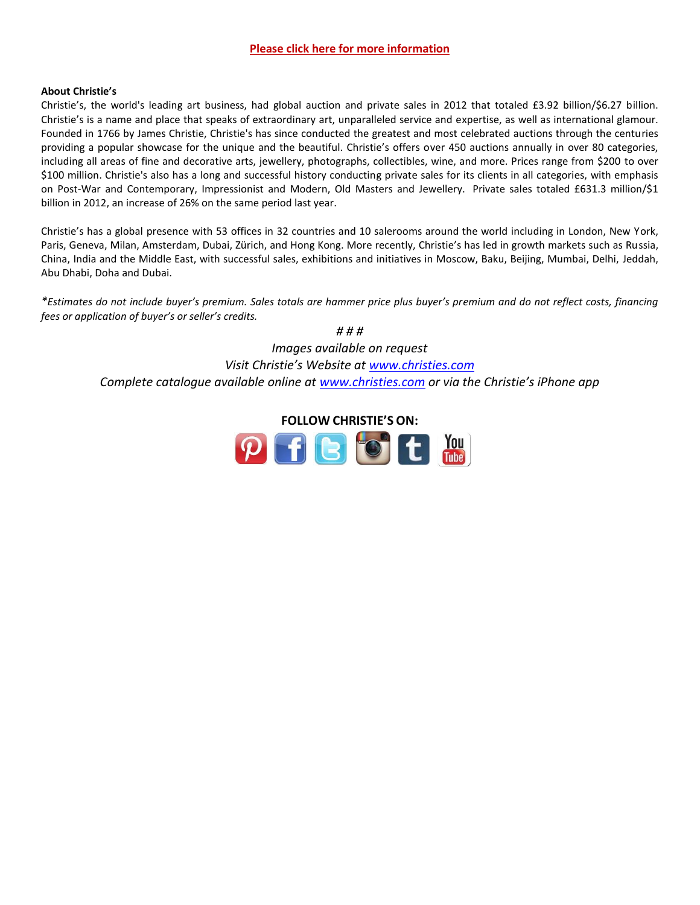**Please click here for more information**

**About Christie's**

Christie's, the world's leading art business, had global auction and private sales in 2012 that totaled £3.92 billion/$6.27 billion. Christie's is a name and place that speaks of extraordinary art, unparalleled service and expertise, as well as international glamour. Founded in 1766 by James Christie, Christie's has since conducted the greatest and most celebrated auctions through the centuries providing a popular showcase for the unique and the beautiful. Christie's offers over 450 auctions annually in over 80 categories, including all areas of fine and decorative arts, jewellery, photographs, collectibles, wine, and more. Prices range from $200 to over $100 million. Christie's also has a long and successful history conducting private sales for its clients in all categories, with emphasis on Post-War and Contemporary, Impressionist and Modern, Old Masters and Jewellery. Private sales totaled £631.3 million/$1 billion in 2012, an increase of 26% on the same period last year.

Christie's has a global presence with 53 offices in 32 countries and 10 salerooms around the world including in London, New York, Paris, Geneva, Milan, Amsterdam, Dubai, Zürich, and Hong Kong. More recently, Christie's has led in growth markets such as Russia, China, India and the Middle East, with successful sales, exhibitions and initiatives in Moscow, Baku, Beijing, Mumbai, Delhi, Jeddah, Abu Dhabi, Doha and Dubai.

*\*Estimates do not include buyer's premium. Sales totals are hammer price plus buyer's premium and do not reflect costs, financing fees or application of buyer's or seller's credits.*

*# # #*

*Images available on request*

*Visit Christie's Website at www.christies.com*

*Complete catalogue available online at www.christies.com or via the Christie's iPhone app*

**FOLLOW CHRISTIE'S ON:**